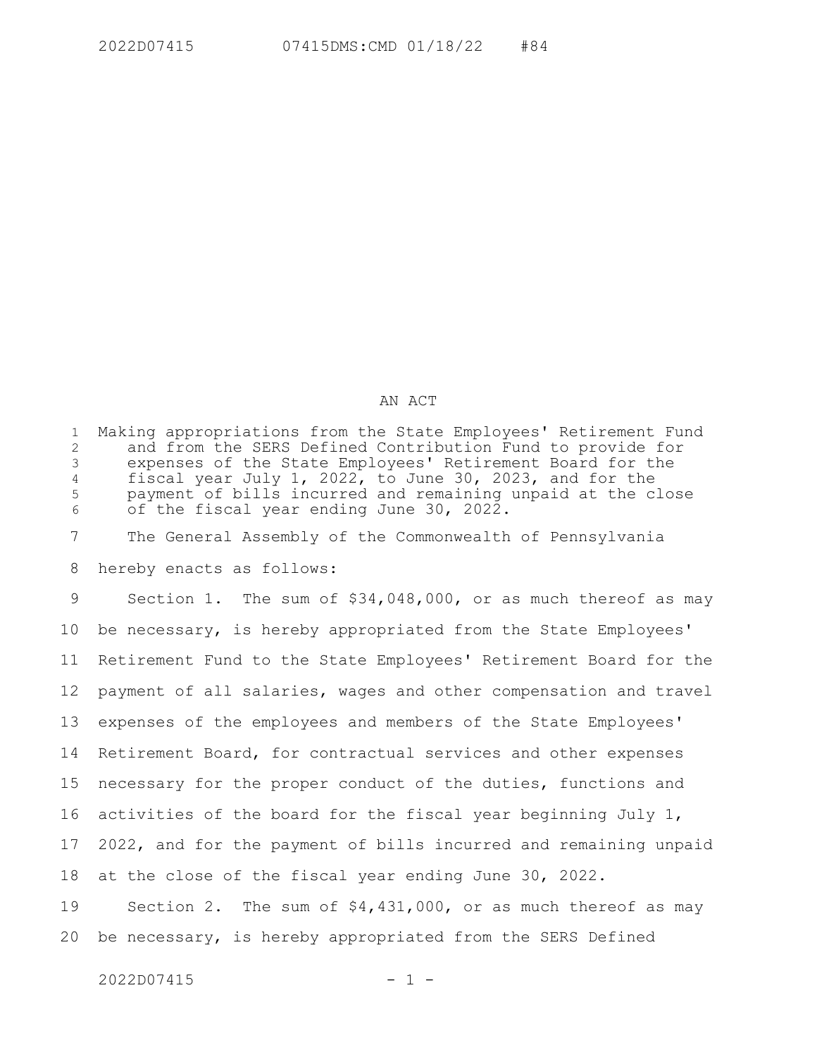# AN ACT

Making appropriations from the State Employees' Retirement Fund and from the SERS Defined Contribution Fund to provide for expenses of the State Employees' Retirement Board for the fiscal year July 1, 2022, to June 30, 2023, and for the payment of bills incurred and remaining unpaid at the close of the fiscal year ending June 30, 2022.

The General Assembly of the Commonwealth of Pennsylvania hereby enacts as follows:

Section 1. The sum of $34,048,000, or as much thereof as may be necessary, is hereby appropriated from the State Employees' Retirement Fund to the State Employees' Retirement Board for the payment of all salaries, wages and other compensation and travel expenses of the employees and members of the State Employees' Retirement Board, for contractual services and other expenses necessary for the proper conduct of the duties, functions and activities of the board for the fiscal year beginning July 1, 2022, and for the payment of bills incurred and remaining unpaid at the close of the fiscal year ending June 30, 2022.

Section 2. The sum of $4,431,000, or as much thereof as may be necessary, is hereby appropriated from the SERS Defined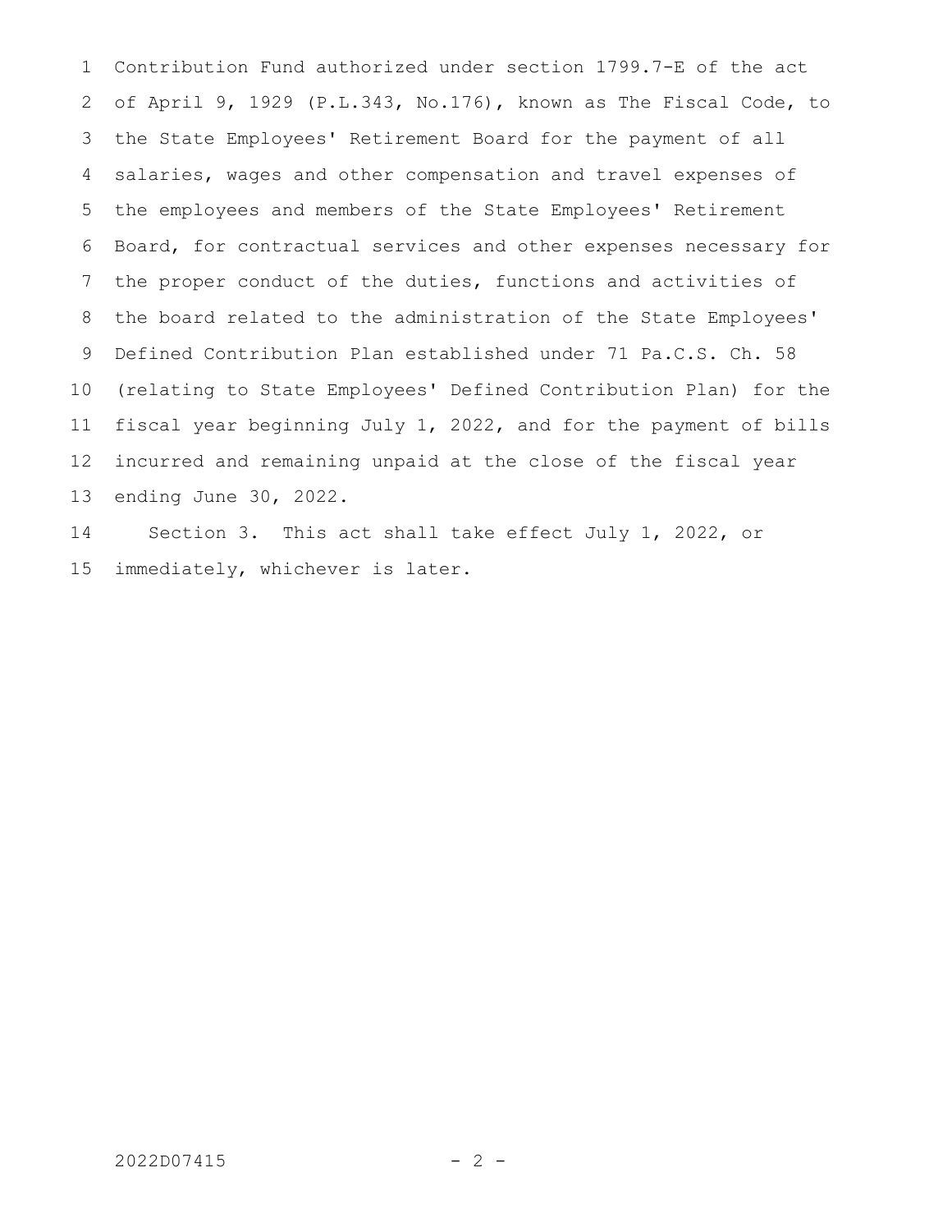Contribution Fund authorized under section 1799.7-E of the act of April 9, 1929 (P.L.343, No.176), known as The Fiscal Code, to the State Employees' Retirement Board for the payment of all salaries, wages and other compensation and travel expenses of the employees and members of the State Employees' Retirement Board, for contractual services and other expenses necessary for the proper conduct of the duties, functions and activities of the board related to the administration of the State Employees' Defined Contribution Plan established under 71 Pa.C.S. Ch. 58 (relating to State Employees' Defined Contribution Plan) for the fiscal year beginning July 1, 2022, and for the payment of bills incurred and remaining unpaid at the close of the fiscal year ending June 30, 2022.

Section 3. This act shall take effect July 1, 2022, or immediately, whichever is later.

2022D07415